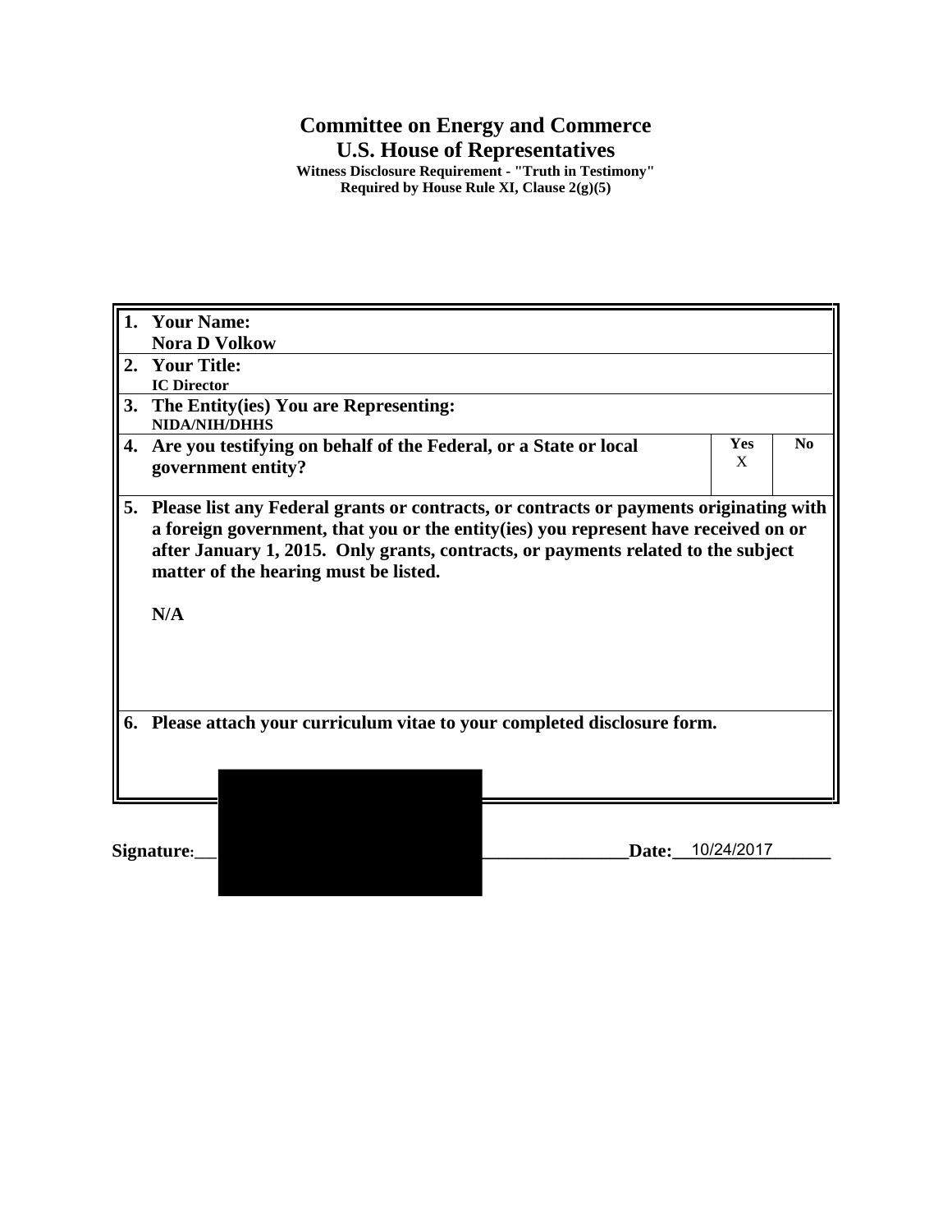# Committee on Energy and Commerce

## U.S. House of Representatives

**Witness Disclosure Requirement - "Truth in Testimony"**
**Required by House Rule XI, Clause 2(g)(5)**

| | | Yes | No |
|---|---|---|---|
| **1.** | **Your Name:** **Nora D Volkow** | | |
| **2.** | **Your Title:** **IC Director** | | |
| **3.** | **The Entity(ies) You are Representing:** **NIDA/NIH/DHHS** | | |
| **4.** | **Are you testifying on behalf of the Federal, or a State or local government entity?** | X | |
| **5.** | **Please list any Federal grants or contracts, or contracts or payments originating with a foreign government, that you or the entity(ies) you represent have received on or after January 1, 2015. Only grants, contracts, or payments related to the subject matter of the hearing must be listed.** **N/A** | | |
| **6.** | **Please attach your curriculum vitae to your completed disclosure form.** | | |

**Signature:**\_\_\_\_\_\_\_\_\_\_\_\_\_\_\_\_\_\_\_\_\_\_\_\_\_\_\_\_\_\_ **Date:** 10/24/2017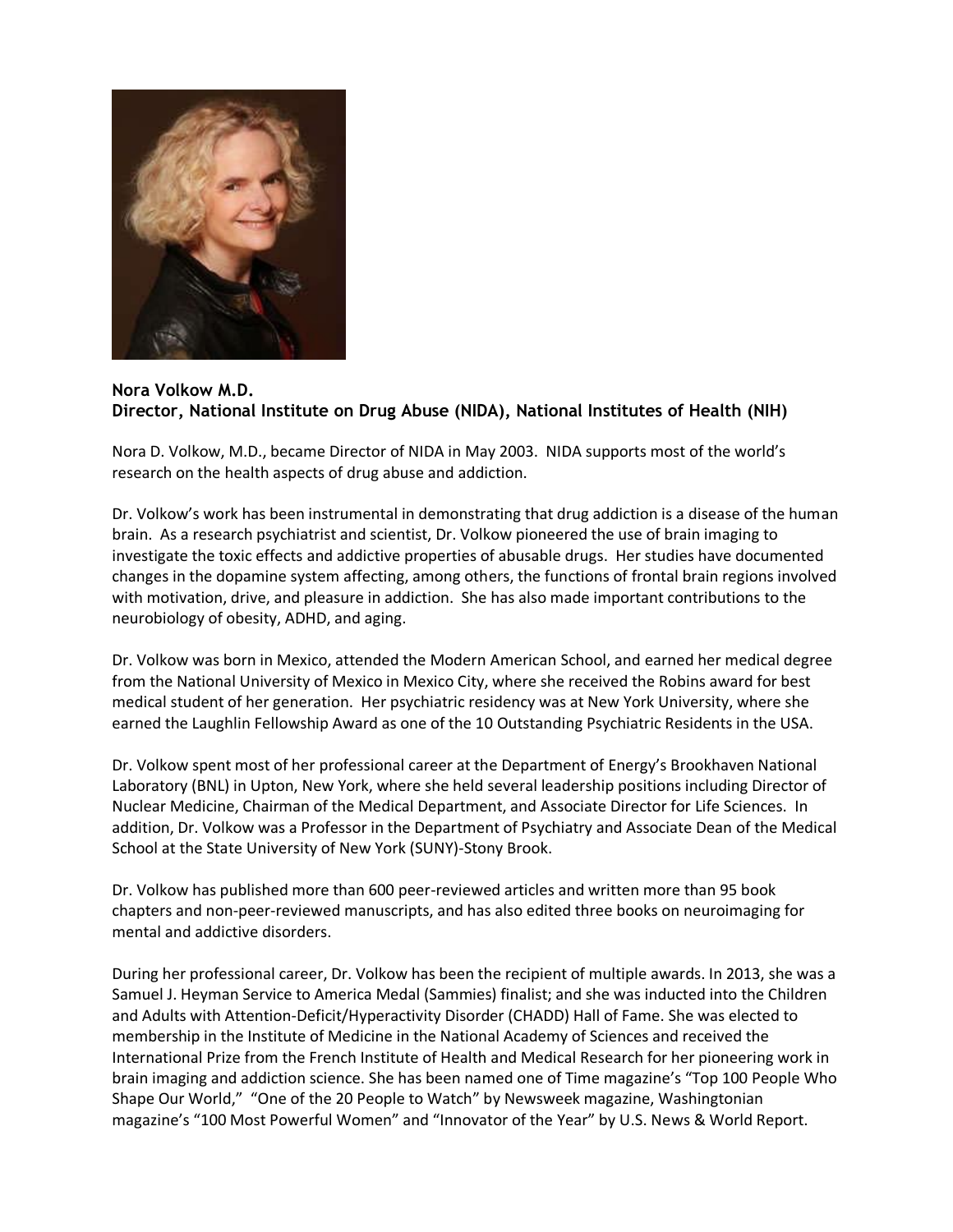**Nora Volkow M.D.**
**Director, National Institute on Drug Abuse (NIDA), National Institutes of Health (NIH)**

Nora D. Volkow, M.D., became Director of NIDA in May 2003. NIDA supports most of the world's research on the health aspects of drug abuse and addiction.

Dr. Volkow's work has been instrumental in demonstrating that drug addiction is a disease of the human brain. As a research psychiatrist and scientist, Dr. Volkow pioneered the use of brain imaging to investigate the toxic effects and addictive properties of abusable drugs. Her studies have documented changes in the dopamine system affecting, among others, the functions of frontal brain regions involved with motivation, drive, and pleasure in addiction. She has also made important contributions to the neurobiology of obesity, ADHD, and aging.

Dr. Volkow was born in Mexico, attended the Modern American School, and earned her medical degree from the National University of Mexico in Mexico City, where she received the Robins award for best medical student of her generation. Her psychiatric residency was at New York University, where she earned the Laughlin Fellowship Award as one of the 10 Outstanding Psychiatric Residents in the USA.

Dr. Volkow spent most of her professional career at the Department of Energy's Brookhaven National Laboratory (BNL) in Upton, New York, where she held several leadership positions including Director of Nuclear Medicine, Chairman of the Medical Department, and Associate Director for Life Sciences. In addition, Dr. Volkow was a Professor in the Department of Psychiatry and Associate Dean of the Medical School at the State University of New York (SUNY)-Stony Brook.

Dr. Volkow has published more than 600 peer-reviewed articles and written more than 95 book chapters and non-peer-reviewed manuscripts, and has also edited three books on neuroimaging for mental and addictive disorders.

During her professional career, Dr. Volkow has been the recipient of multiple awards. In 2013, she was a Samuel J. Heyman Service to America Medal (Sammies) finalist; and she was inducted into the Children and Adults with Attention-Deficit/Hyperactivity Disorder (CHADD) Hall of Fame. She was elected to membership in the Institute of Medicine in the National Academy of Sciences and received the International Prize from the French Institute of Health and Medical Research for her pioneering work in brain imaging and addiction science. She has been named one of Time magazine's "Top 100 People Who Shape Our World," "One of the 20 People to Watch" by Newsweek magazine, Washingtonian magazine's "100 Most Powerful Women" and "Innovator of the Year" by U.S. News & World Report.